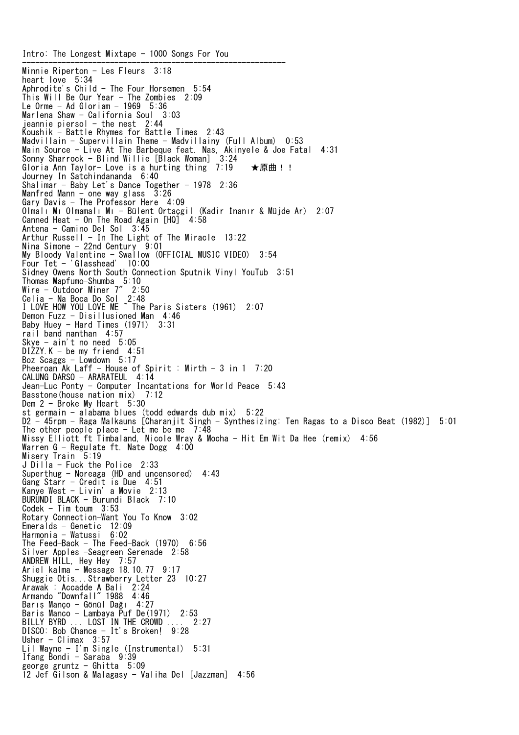Intro: The Longest Mixtape - 1000 Songs For You

---

Minnie Riperton - Les Fleurs  3:18
heart love  5:34
Aphrodite's Child - The Four Horsemen  5:54
This Will Be Our Year - The Zombies  2:09
Le Orme - Ad Gloriam - 1969  5:36
Marlena Shaw - California Soul  3:03
jeannie piersol - the nest  2:44
Koushik - Battle Rhymes for Battle Times  2:43
Madvillain - Supervillain Theme - Madvillainy (Full Album)  0:53
Main Source - Live At The Barbeque feat. Nas, Akinyele & Joe Fatal  4:31
Sonny Sharrock - Blind Willie [Black Woman]  3:24
Gloria Ann Taylor- Love is a hurting thing  7:19    ★原曲！！
Journey In Satchindananda  6:40
Shalimar - Baby Let's Dance Together - 1978  2:36
Manfred Mann - one way glass  3:26
Gary Davis - The Professor Here  4:09
Olmalı Mı Olmamalı Mı - Bülent Ortaçgil (Kadir İnanır & Müjde Ar)  2:07
Canned Heat - On The Road Again [HQ]  4:58
Antena - Camino Del Sol  3:45
Arthur Russell - In The Light of The Miracle  13:22
Nina Simone - 22nd Century  9:01
My Bloody Valentine - Swallow (OFFICIAL MUSIC VIDEO)  3:54
Four Tet - 'Glasshead'  10:00
Sidney Owens North South Connection Sputnik Vinyl YouTub  3:51
Thomas Mapfumo-Shumba  5:10
Wire - Outdoor Miner 7"  2:50
Celia - Na Boca Do Sol  2:48
I LOVE HOW YOU LOVE ME ~ The Paris Sisters (1961)  2:07
Demon Fuzz - Disillusioned Man  4:46
Baby Huey - Hard Times (1971)  3:31
rail band nanthan  4:57
Skye - ain't no need  5:05
DIZZY.K - be my friend  4:51
Boz Scaggs - Lowdown  5:17
Pheeroan Ak Laff - House of Spirit : Mirth - 3 in 1  7:20
CALUNG DARSO - ARARATEUL  4:14
Jean-Luc Ponty - Computer Incantations for World Peace  5:43
Basstone(house nation mix)  7:12
Dem 2 - Broke My Heart  5:30
st germain - alabama blues (todd edwards dub mix)  5:22
D2 - 45rpm - Raga Malkauns [Charanjit Singh - Synthesizing: Ten Ragas to a Disco Beat (1982)]  5:01
The other people place - Let me be me  7:48
Missy Elliott ft Timbaland, Nicole Wray & Mocha - Hit Em Wit Da Hee (remix)  4:56
Warren G - Regulate ft. Nate Dogg  4:00
Misery Train  5:19
J Dilla - Fuck the Police  2:33
Superthug - Noreaga (HD and uncensored)  4:43
Gang Starr - Credit is Due  4:51
Kanye West - Livin' a Movie  2:13
BURUNDI BLACK - Burundi Black  7:10
Codek - Tim toum  3:53
Rotary Connection-Want You To Know  3:02
Emeralds - Genetic  12:09
Harmonia - Watussi  6:02
The Feed-Back - The Feed-Back (1970)  6:56
Silver Apples -Seagreen Serenade  2:58
ANDREW HILL, Hey Hey  7:57
Ariel kalma - Message 18.10.77  9:17
Shuggie Otis...Strawberry Letter 23  10:27
Arawak : Accadde A Bali  2:24
Armando "Downfall" 1988  4:46
Barış Manço - Gönül Dağı  4:27
Baris Manco - Lambaya Puf De(1971)  2:53
BILLY BYRD ... LOST IN THE CROWD ....  2:27
DISCO: Bob Chance - It's Broken!  9:28
Usher - Climax  3:57
Lil Wayne - I'm Single (Instrumental)  5:31
Ifang Bondi - Saraba  9:39
george gruntz - Ghitta  5:09
12 Jef Gilson & Malagasy - Valiha Del [Jazzman]  4:56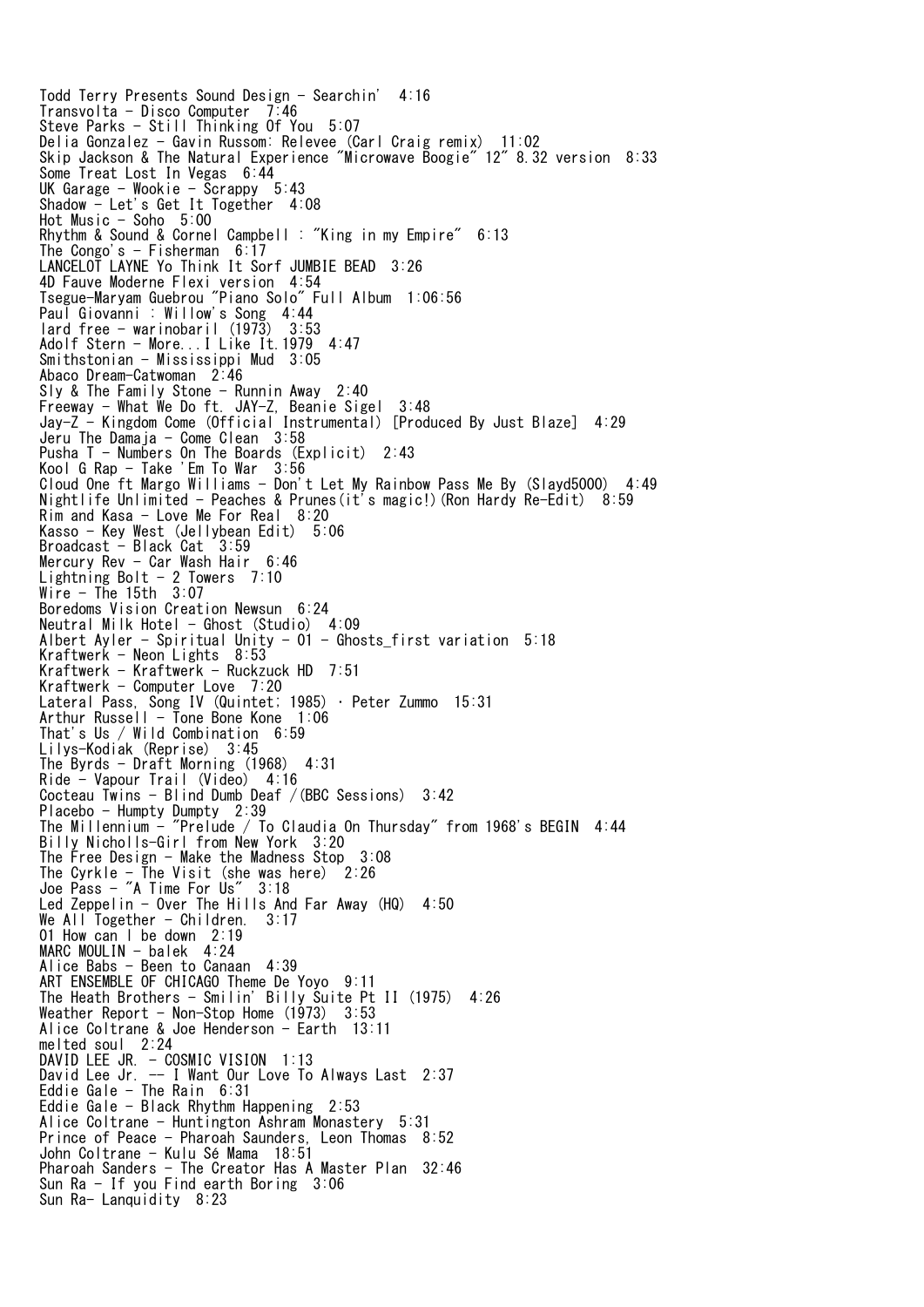Todd Terry Presents Sound Design - Searchin'  4:16
Transvolta - Disco Computer  7:46
Steve Parks - Still Thinking Of You  5:07
Delia Gonzalez - Gavin Russom: Relevee (Carl Craig remix)  11:02
Skip Jackson & The Natural Experience "Microwave Boogie" 12" 8.32 version  8:33
Some Treat Lost In Vegas  6:44
UK Garage - Wookie - Scrappy  5:43
Shadow - Let's Get It Together  4:08
Hot Music - Soho  5:00
Rhythm & Sound & Cornel Campbell : "King in my Empire"  6:13
The Congo's - Fisherman  6:17
LANCELOT LAYNE Yo Think It Sorf JUMBIE BEAD  3:26
4D Fauve Moderne Flexi version  4:54
Tsegue-Maryam Guebrou "Piano Solo" Full Album  1:06:56
Paul Giovanni : Willow's Song  4:44
lard free - warinobaril (1973)  3:53
Adolf Stern - More...I Like It.1979  4:47
Smithstonian - Mississippi Mud  3:05
Abaco Dream-Catwoman  2:46
Sly & The Family Stone - Runnin Away  2:40
Freeway - What We Do ft. JAY-Z, Beanie Sigel  3:48
Jay-Z - Kingdom Come (Official Instrumental) [Produced By Just Blaze]  4:29
Jeru The Damaja - Come Clean  3:58
Pusha T - Numbers On The Boards (Explicit)  2:43
Kool G Rap - Take 'Em To War  3:56
Cloud One ft Margo Williams - Don't Let My Rainbow Pass Me By (Slayd5000)  4:49
Nightlife Unlimited - Peaches & Prunes(it's magic!)(Ron Hardy Re-Edit)  8:59
Rim and Kasa - Love Me For Real  8:20
Kasso - Key West (Jellybean Edit)  5:06
Broadcast - Black Cat  3:59
Mercury Rev - Car Wash Hair  6:46
Lightning Bolt - 2 Towers  7:10
Wire - The 15th  3:07
Boredoms Vision Creation Newsun  6:24
Neutral Milk Hotel - Ghost (Studio)  4:09
Albert Ayler - Spiritual Unity - 01 - Ghosts_first variation  5:18
Kraftwerk - Neon Lights  8:53
Kraftwerk - Kraftwerk - Ruckzuck HD  7:51
Kraftwerk - Computer Love  7:20
Lateral Pass, Song IV (Quintet; 1985) · Peter Zummo  15:31
Arthur Russell - Tone Bone Kone  1:06
That's Us / Wild Combination  6:59
Lilys-Kodiak (Reprise)  3:45
The Byrds - Draft Morning (1968)  4:31
Ride - Vapour Trail (Video)  4:16
Cocteau Twins - Blind Dumb Deaf /(BBC Sessions)  3:42
Placebo - Humpty Dumpty  2:39
The Millennium - "Prelude / To Claudia On Thursday" from 1968's BEGIN  4:44
Billy Nicholls-Girl from New York  3:20
The Free Design - Make the Madness Stop  3:08
The Cyrkle - The Visit (she was here)  2:26
Joe Pass - "A Time For Us"  3:18
Led Zeppelin - Over The Hills And Far Away (HQ)  4:50
We All Together - Children.  3:17
01 How can I be down  2:19
MARC MOULIN - balek  4:24
Alice Babs - Been to Canaan  4:39
ART ENSEMBLE OF CHICAGO Theme De Yoyo  9:11
The Heath Brothers - Smilin' Billy Suite Pt II (1975)  4:26
Weather Report - Non-Stop Home (1973)  3:53
Alice Coltrane & Joe Henderson - Earth  13:11
melted soul  2:24
DAVID LEE JR. - COSMIC VISION  1:13
David Lee Jr. -- I Want Our Love To Always Last  2:37
Eddie Gale - The Rain  6:31
Eddie Gale - Black Rhythm Happening  2:53
Alice Coltrane - Huntington Ashram Monastery  5:31
Prince of Peace - Pharoah Saunders, Leon Thomas  8:52
John Coltrane - Kulu Sé Mama  18:51
Pharoah Sanders - The Creator Has A Master Plan  32:46
Sun Ra - If you Find earth Boring  3:06
Sun Ra- Lanquidity  8:23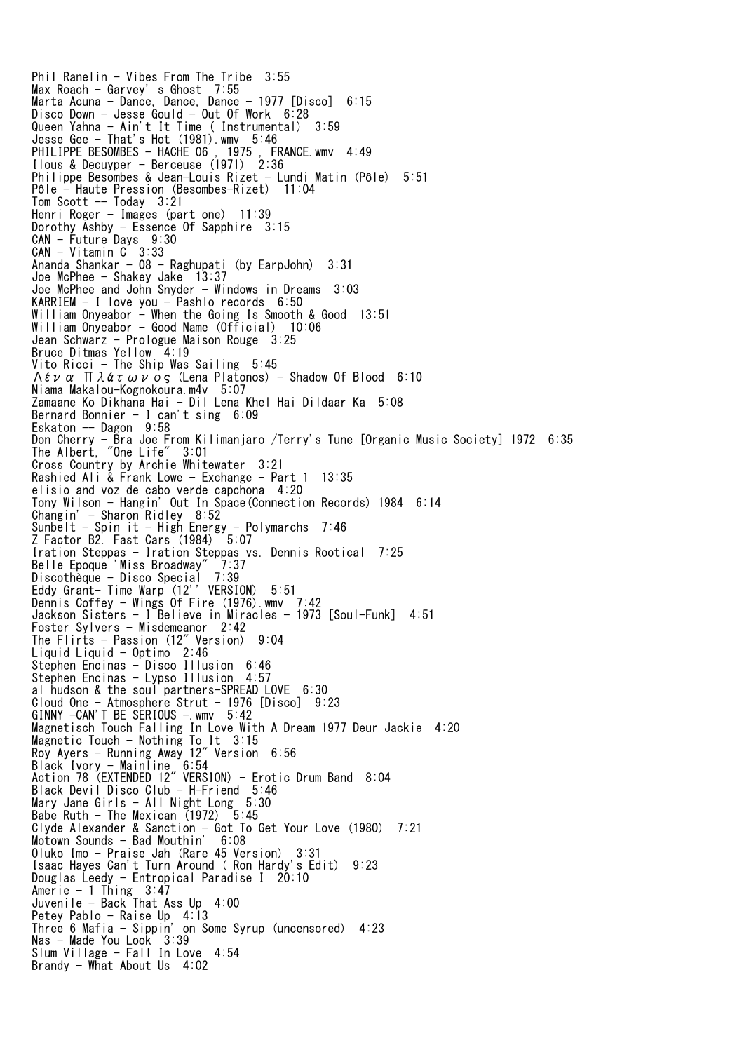Phil Ranelin - Vibes From The Tribe  3:55
Max Roach - Garvey' s Ghost  7:55
Marta Acuna - Dance, Dance, Dance - 1977 [Disco]  6:15
Disco Down - Jesse Gould - Out Of Work  6:28
Queen Yahna - Ain't It Time ( Instrumental)  3:59
Jesse Gee - That's Hot (1981).wmv  5:46
PHILIPPE BESOMBES - HACHE 06 , 1975 , FRANCE.wmv  4:49
Ilous & Decuyper - Berceuse (1971)  2:36
Philippe Besombes & Jean-Louis Rizet - Lundi Matin (Pôle)  5:51
Pôle - Haute Pression (Besombes-Rizet)  11:04
Tom Scott -- Today  3:21
Henri Roger - Images (part one)  11:39
Dorothy Ashby - Essence Of Sapphire  3:15
CAN - Future Days  9:30
CAN - Vitamin C  3:33
Ananda Shankar - 08 - Raghupati (by EarpJohn)  3:31
Joe McPhee - Shakey Jake  13:37
Joe McPhee and John Snyder - Windows in Dreams  3:03
KARRIEM - I love you - Pashlo records  6:50
William Onyeabor - When the Going Is Smooth & Good  13:51
William Onyeabor - Good Name (Official)  10:06
Jean Schwarz - Prologue Maison Rouge  3:25
Bruce Ditmas Yellow  4:19
Vito Ricci - The Ship Was Sailing  5:45
Λένα Πλάτωνος (Lena Platonos) - Shadow Of Blood  6:10
Niama Makalou-Kognokoura.m4v  5:07
Zamaane Ko Dikhana Hai - Dil Lena Khel Hai Dildaar Ka  5:08
Bernard Bonnier - I can't sing  6:09
Eskaton -- Dagon  9:58
Don Cherry - Bra Joe From Kilimanjaro /Terry's Tune [Organic Music Society] 1972  6:35
The Albert, "One Life"  3:01
Cross Country by Archie Whitewater  3:21
Rashied Ali & Frank Lowe - Exchange - Part 1  13:35
elisio and voz de cabo verde capchona  4:20
Tony Wilson - Hangin' Out In Space(Connection Records) 1984  6:14
Changin' - Sharon Ridley  8:52
Sunbelt - Spin it - High Energy - Polymarchs  7:46
Z Factor B2. Fast Cars (1984)  5:07
Iration Steppas - Iration Steppas vs. Dennis Rootical  7:25
Belle Epoque 'Miss Broadway"  7:37
Discothèque - Disco Special  7:39
Eddy Grant- Time Warp (12'' VERSION)  5:51
Dennis Coffey - Wings Of Fire (1976).wmv  7:42
Jackson Sisters - I Believe in Miracles - 1973 [Soul-Funk]  4:51
Foster Sylvers - Misdemeanor  2:42
The Flirts - Passion (12" Version)  9:04
Liquid Liquid - Optimo  2:46
Stephen Encinas - Disco Illusion  6:46
Stephen Encinas - Lypso Illusion  4:57
al hudson & the soul partners-SPREAD LOVE  6:30
Cloud One - Atmosphere Strut - 1976 [Disco]  9:23
GINNY -CAN'T BE SERIOUS -.wmv  5:42
Magnetisch Touch Falling In Love With A Dream 1977 Deur Jackie  4:20
Magnetic Touch - Nothing To It  3:15
Roy Ayers - Running Away 12" Version  6:56
Black Ivory - Mainline  6:54
Action 78 (EXTENDED 12" VERSION) - Erotic Drum Band  8:04
Black Devil Disco Club - H-Friend  5:46
Mary Jane Girls - All Night Long  5:30
Babe Ruth - The Mexican (1972)  5:45
Clyde Alexander & Sanction - Got To Get Your Love (1980)  7:21
Motown Sounds - Bad Mouthin'  6:08
Oluko Imo - Praise Jah (Rare 45 Version)  3:31
Isaac Hayes Can't Turn Around ( Ron Hardy's Edit)  9:23
Douglas Leedy - Entropical Paradise I  20:10
Amerie - 1 Thing  3:47
Juvenile - Back That Ass Up  4:00
Petey Pablo - Raise Up  4:13
Three 6 Mafia - Sippin' on Some Syrup (uncensored)  4:23
Nas - Made You Look  3:39
Slum Village - Fall In Love  4:54
Brandy - What About Us  4:02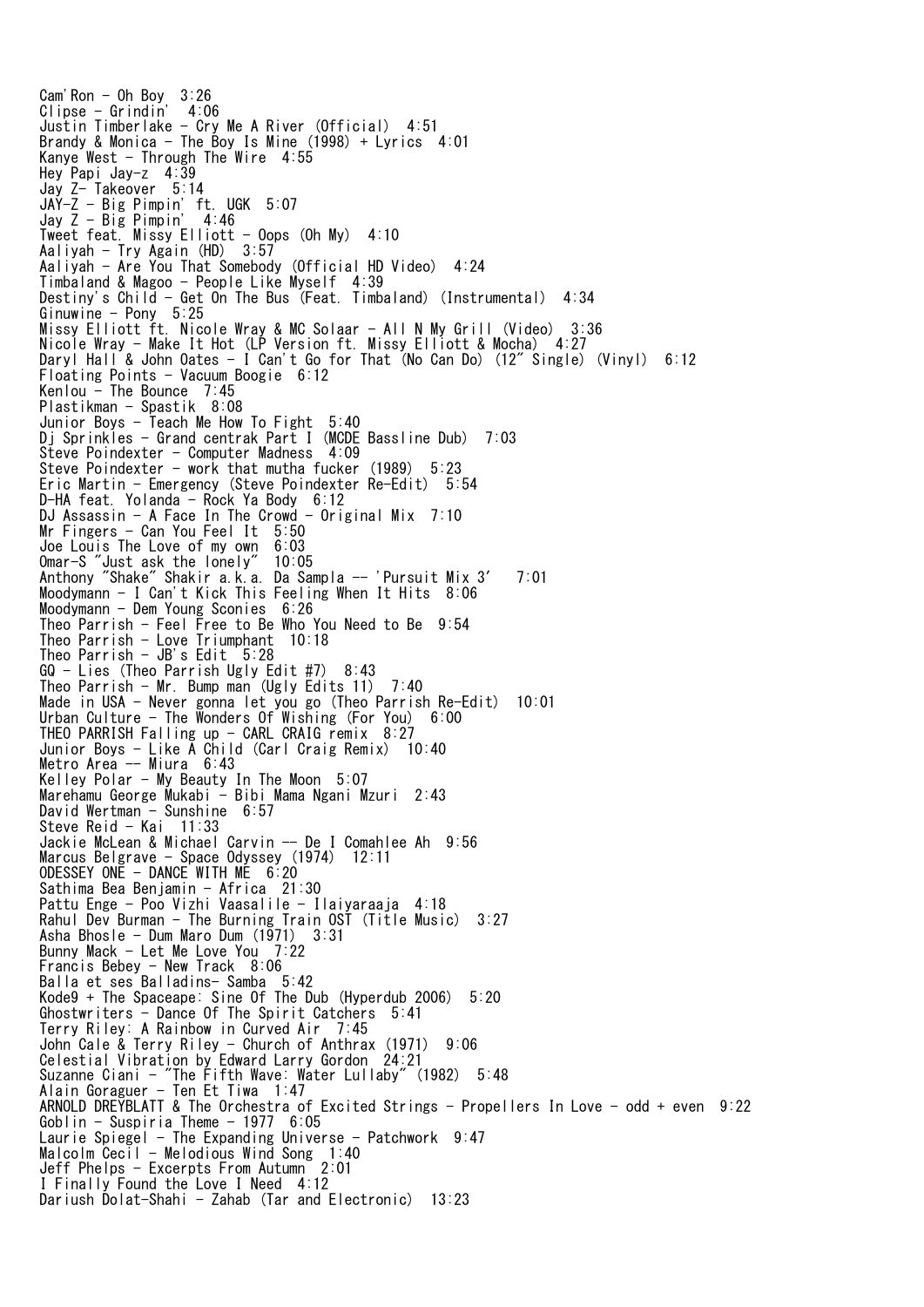Cam'Ron - Oh Boy  3:26
Clipse - Grindin'  4:06
Justin Timberlake - Cry Me A River (Official)  4:51
Brandy & Monica - The Boy Is Mine (1998) + Lyrics  4:01
Kanye West - Through The Wire  4:55
Hey Papi Jay-z  4:39
Jay Z- Takeover  5:14
JAY-Z - Big Pimpin' ft. UGK  5:07
Jay Z - Big Pimpin'  4:46
Tweet feat. Missy Elliott - Oops (Oh My)  4:10
Aaliyah - Try Again (HD)  3:57
Aaliyah - Are You That Somebody (Official HD Video)  4:24
Timbaland & Magoo - People Like Myself  4:39
Destiny's Child - Get On The Bus (Feat. Timbaland) (Instrumental)  4:34
Ginuwine - Pony  5:25
Missy Elliott ft. Nicole Wray & MC Solaar - All N My Grill (Video)  3:36
Nicole Wray - Make It Hot (LP Version ft. Missy Elliott & Mocha)  4:27
Daryl Hall & John Oates - I Can't Go for That (No Can Do) (12" Single) (Vinyl)  6:12
Floating Points - Vacuum Boogie  6:12
Kenlou - The Bounce  7:45
Plastikman - Spastik  8:08
Junior Boys - Teach Me How To Fight  5:40
Dj Sprinkles - Grand centrak Part I (MCDE Bassline Dub)  7:03
Steve Poindexter - Computer Madness  4:09
Steve Poindexter - work that mutha fucker (1989)  5:23
Eric Martin - Emergency (Steve Poindexter Re-Edit)  5:54
D-HA feat. Yolanda - Rock Ya Body  6:12
DJ Assassin - A Face In The Crowd - Original Mix  7:10
Mr Fingers - Can You Feel It  5:50
Joe Louis The Love of my own  6:03
Omar-S "Just ask the lonely"  10:05
Anthony "Shake" Shakir a.k.a. Da Sampla -- 'Pursuit Mix 3'  7:01
Moodymann - I Can't Kick This Feeling When It Hits  8:06
Moodymann - Dem Young Sconies  6:26
Theo Parrish - Feel Free to Be Who You Need to Be  9:54
Theo Parrish - Love Triumphant  10:18
Theo Parrish - JB's Edit  5:28
GQ - Lies (Theo Parrish Ugly Edit #7)  8:43
Theo Parrish - Mr. Bump man (Ugly Edits 11)  7:40
Made in USA - Never gonna let you go (Theo Parrish Re-Edit)  10:01
Urban Culture - The Wonders Of Wishing (For You)  6:00
THEO PARRISH Falling up - CARL CRAIG remix  8:27
Junior Boys - Like A Child (Carl Craig Remix)  10:40
Metro Area -- Miura  6:43
Kelley Polar - My Beauty In The Moon  5:07
Marehamu George Mukabi - Bibi Mama Ngani Mzuri  2:43
David Wertman - Sunshine  6:57
Steve Reid - Kai  11:33
Jackie McLean & Michael Carvin -- De I Comahlee Ah  9:56
Marcus Belgrave - Space Odyssey (1974)  12:11
ODESSEY ONE - DANCE WITH ME  6:20
Sathima Bea Benjamin - Africa  21:30
Pattu Enge - Poo Vizhi Vaasalile - Ilaiyaraaja  4:18
Rahul Dev Burman - The Burning Train OST (Title Music)  3:27
Asha Bhosle - Dum Maro Dum (1971)  3:31
Bunny Mack - Let Me Love You  7:22
Francis Bebey - New Track  8:06
Balla et ses Balladins- Samba  5:42
Kode9 + The Spaceape: Sine Of The Dub (Hyperdub 2006)  5:20
Ghostwriters - Dance Of The Spirit Catchers  5:41
Terry Riley: A Rainbow in Curved Air  7:45
John Cale & Terry Riley - Church of Anthrax (1971)  9:06
Celestial Vibration by Edward Larry Gordon  24:21
Suzanne Ciani - "The Fifth Wave: Water Lullaby" (1982)  5:48
Alain Goraguer - Ten Et Tiwa  1:47
ARNOLD DREYBLATT & The Orchestra of Excited Strings - Propellers In Love - odd + even  9:22
Goblin - Suspiria Theme - 1977  6:05
Laurie Spiegel - The Expanding Universe - Patchwork  9:47
Malcolm Cecil - Melodious Wind Song  1:40
Jeff Phelps - Excerpts From Autumn  2:01
I Finally Found the Love I Need  4:12
Dariush Dolat-Shahi - Zahab (Tar and Electronic)  13:23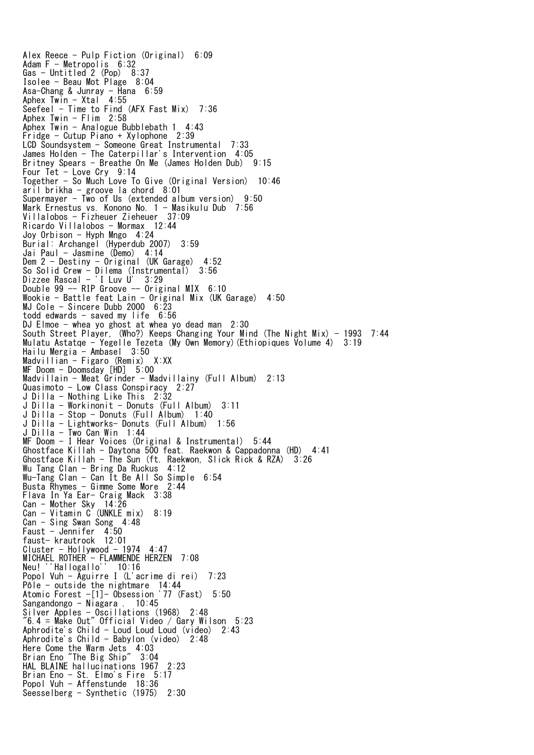Alex Reece - Pulp Fiction (Original)  6:09
Adam F - Metropolis  6:32
Gas - Untitled 2 (Pop)  8:37
Isolee - Beau Mot Plage  8:04
Asa-Chang & Junray - Hana  6:59
Aphex Twin - Xtal  4:55
Seefeel - Time to Find (AFX Fast Mix)  7:36
Aphex Twin - Flim  2:58
Aphex Twin - Analogue Bubblebath 1  4:43
Fridge - Cutup Piano + Xylophone  2:39
LCD Soundsystem - Someone Great Instrumental  7:33
James Holden - The Caterpillar's Intervention  4:05
Britney Spears - Breathe On Me (James Holden Dub)  9:15
Four Tet - Love Cry  9:14
Together - So Much Love To Give (Original Version)  10:46
aril brikha - groove la chord  8:01
Supermayer - Two of Us (extended album version)  9:50
Mark Ernestus vs. Konono No. 1 - Masikulu Dub  7:56
Villalobos - Fizheuer Zieheuer  37:09
Ricardo Villalobos - Mormax  12:44
Joy Orbison - Hyph Mngo  4:24
Burial: Archangel (Hyperdub 2007)  3:59
Jai Paul - Jasmine (Demo)  4:14
Dem 2 - Destiny - Original (UK Garage)  4:52
So Solid Crew - Dilema (Instrumental)  3:56
Dizzee Rascal - 'I Luv U'  3:29
Double 99 -- RIP Groove -- Original MIX  6:10
Wookie - Battle feat Lain - Original Mix (UK Garage)  4:50
MJ Cole - Sincere Dubb 2000  6:23
todd edwards - saved my life  6:56
DJ Elmoe - whea yo ghost at whea yo dead man  2:30
South Street Player, (Who?) Keeps Changing Your Mind (The Night Mix) - 1993  7:44
Mulatu Astatqe - Yegelle Tezeta (My Own Memory)(Ethiopiques Volume 4)  3:19
Hailu Mergia - Ambasel  3:50
Madvillian - Figaro (Remix)  X:XX
MF Doom - Doomsday [HD]  5:00
Madvillain - Meat Grinder - Madvillainy (Full Album)  2:13
Quasimoto - Low Class Conspiracy  2:27
J Dilla - Nothing Like This  2:32
J Dilla - Workinonit - Donuts (Full Album)  3:11
J Dilla - Stop - Donuts (Full Album)  1:40
J Dilla - Lightworks- Donuts (Full Album)  1:56
J Dilla - Two Can Win  1:44
MF Doom - I Hear Voices (Original & Instrumental)  5:44
Ghostface Killah - Daytona 500 feat. Raekwon & Cappadonna (HD)  4:41
Ghostface Killah - The Sun (ft. Raekwon, Slick Rick & RZA)  3:26
Wu Tang Clan - Bring Da Ruckus  4:12
Wu-Tang Clan - Can It Be All So Simple  6:54
Busta Rhymes - Gimme Some More  2:44
Flava In Ya Ear- Craig Mack  3:38
Can - Mother Sky  14:26
Can - Vitamin C (UNKLE mix)  8:19
Can - Sing Swan Song  4:48
Faust - Jennifer  4:50
faust- krautrock  12:01
Cluster - Hollywood - 1974  4:47
MICHAEL ROTHER - FLAMMENDE HERZEN  7:08
Neu! ''Hallogallo''  10:16
Popol Vuh - Aguirre I (L'acrime di rei)  7:23
Pôle - outside the nightmare  14:44
Atomic Forest -[1]- Obsession '77 (Fast)  5:50
Sangandongo - Niagara .  10:45
Silver Apples - Oscillations (1968)  2:48
"6.4 = Make Out" Official Video / Gary Wilson  5:23
Aphrodite's Child - Loud Loud Loud (video)  2:43
Aphrodite's Child - Babylon (video)  2:48
Here Come the Warm Jets  4:03
Brian Eno "The Big Ship"  3:04
HAL BLAINE hallucinations 1967  2:23
Brian Eno - St. Elmo's Fire  5:17
Popol Vuh - Affenstunde  18:36
Seesselberg - Synthetic (1975)  2:30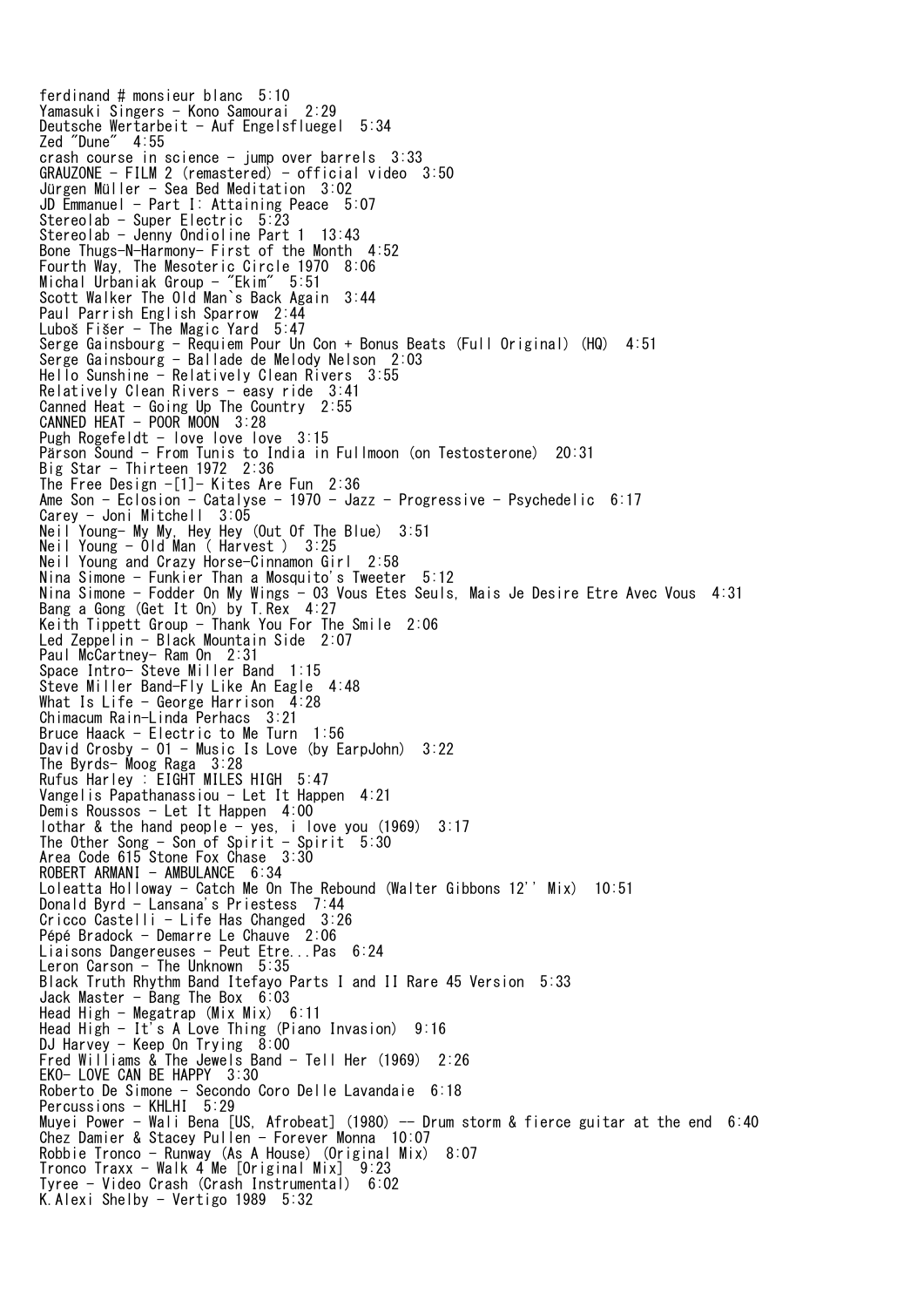ferdinand # monsieur blanc  5:10
Yamasuki Singers - Kono Samourai  2:29
Deutsche Wertarbeit - Auf Engelsfluegel  5:34
Zed "Dune"  4:55
crash course in science - jump over barrels  3:33
GRAUZONE - FILM 2 (remastered) - official video  3:50
Jürgen Müller - Sea Bed Meditation  3:02
JD Emmanuel - Part I: Attaining Peace  5:07
Stereolab - Super Electric  5:23
Stereolab - Jenny Ondioline Part 1  13:43
Bone Thugs-N-Harmony- First of the Month  4:52
Fourth Way, The Mesoteric Circle 1970  8:06
Michal Urbaniak Group - "Ekim"  5:51
Scott Walker The Old Man`s Back Again  3:44
Paul Parrish English Sparrow  2:44
Luboš Fišer - The Magic Yard  5:47
Serge Gainsbourg - Requiem Pour Un Con + Bonus Beats (Full Original) (HQ)  4:51
Serge Gainsbourg - Ballade de Melody Nelson  2:03
Hello Sunshine - Relatively Clean Rivers  3:55
Relatively Clean Rivers - easy ride  3:41
Canned Heat - Going Up The Country  2:55
CANNED HEAT - POOR MOON  3:28
Pugh Rogefeldt - love love love  3:15
Pärson Sound - From Tunis to India in Fullmoon (on Testosterone)  20:31
Big Star - Thirteen 1972  2:36
The Free Design -[1]- Kites Are Fun  2:36
Ame Son - Eclosion - Catalyse - 1970 - Jazz - Progressive - Psychedelic  6:17
Carey - Joni Mitchell  3:05
Neil Young- My My, Hey Hey (Out Of The Blue)  3:51
Neil Young - Old Man ( Harvest )  3:25
Neil Young and Crazy Horse-Cinnamon Girl  2:58
Nina Simone - Funkier Than a Mosquito's Tweeter  5:12
Nina Simone - Fodder On My Wings - 03 Vous Etes Seuls, Mais Je Desire Etre Avec Vous  4:31
Bang a Gong (Get It On) by T.Rex  4:27
Keith Tippett Group - Thank You For The Smile  2:06
Led Zeppelin - Black Mountain Side  2:07
Paul McCartney- Ram On  2:31
Space Intro- Steve Miller Band  1:15
Steve Miller Band-Fly Like An Eagle  4:48
What Is Life - George Harrison  4:28
Chimacum Rain-Linda Perhacs  3:21
Bruce Haack - Electric to Me Turn  1:56
David Crosby - 01 - Music Is Love (by EarpJohn)  3:22
The Byrds- Moog Raga  3:28
Rufus Harley : EIGHT MILES HIGH  5:47
Vangelis Papathanassiou - Let It Happen  4:21
Demis Roussos - Let It Happen  4:00
lothar & the hand people - yes, i love you (1969)  3:17
The Other Song - Son of Spirit - Spirit  5:30
Area Code 615 Stone Fox Chase  3:30
ROBERT ARMANI - AMBULANCE  6:34
Loleatta Holloway - Catch Me On The Rebound (Walter Gibbons 12'' Mix)  10:51
Donald Byrd - Lansana's Priestess  7:44
Cricco Castelli - Life Has Changed  3:26
Pépé Bradock - Demarre Le Chauve  2:06
Liaisons Dangereuses - Peut Etre...Pas  6:24
Leron Carson - The Unknown  5:35
Black Truth Rhythm Band Itefayo Parts I and II Rare 45 Version  5:33
Jack Master - Bang The Box  6:03
Head High - Megatrap (Mix Mix)  6:11
Head High - It's A Love Thing (Piano Invasion)  9:16
DJ Harvey - Keep On Trying  8:00
Fred Williams & The Jewels Band - Tell Her (1969)  2:26
EKO- LOVE CAN BE HAPPY  3:30
Roberto De Simone - Secondo Coro Delle Lavandaie  6:18
Percussions - KHLHI  5:29
Muyei Power - Wali Bena [US, Afrobeat] (1980) -- Drum storm & fierce guitar at the end  6:40
Chez Damier & Stacey Pullen - Forever Monna  10:07
Robbie Tronco - Runway (As A House) (Original Mix)  8:07
Tronco Traxx - Walk 4 Me [Original Mix]  9:23
Tyree - Video Crash (Crash Instrumental)  6:02
K.Alexi Shelby - Vertigo 1989  5:32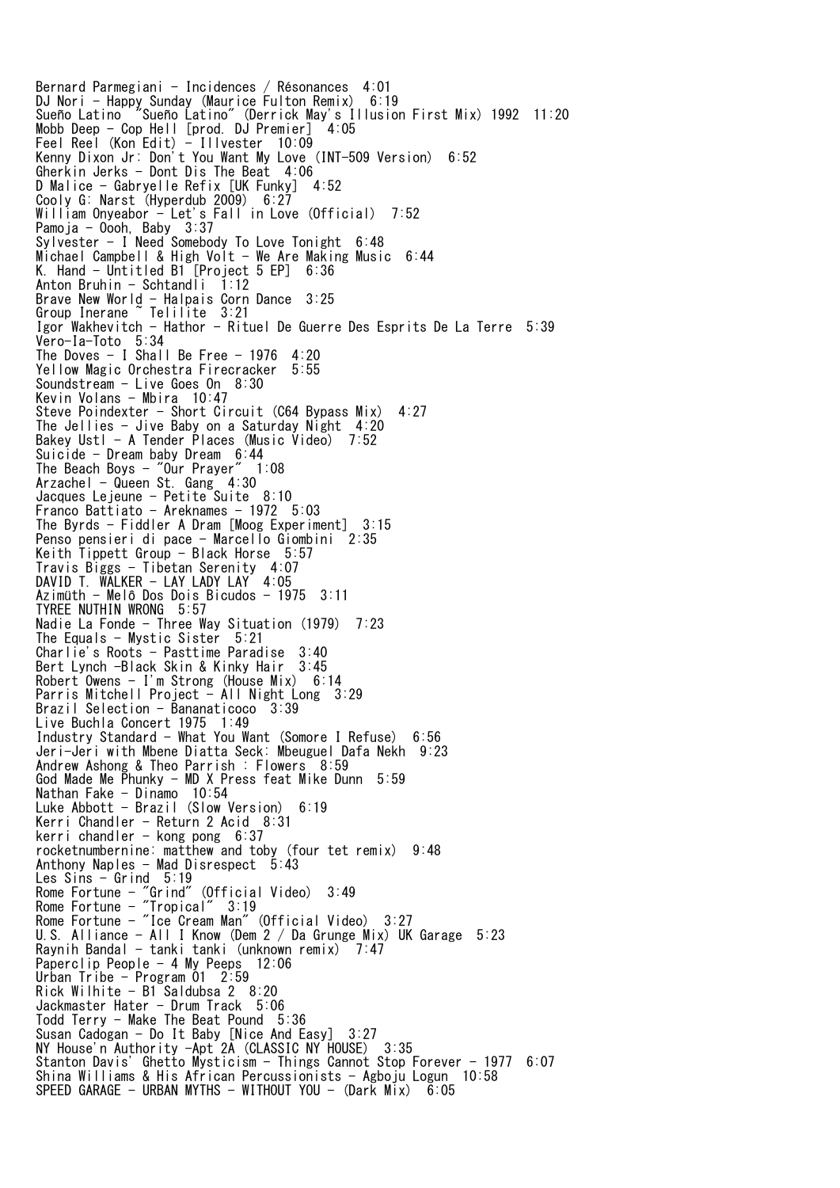Bernard Parmegiani - Incidences / Résonances  4:01
DJ Nori - Happy Sunday (Maurice Fulton Remix)  6:19
Sueño Latino  "Sueño Latino" (Derrick May's Illusion First Mix) 1992  11:20
Mobb Deep - Cop Hell [prod. DJ Premier]  4:05
Feel Reel (Kon Edit) - Illvester  10:09
Kenny Dixon Jr: Don't You Want My Love (INT-509 Version)  6:52
Gherkin Jerks - Dont Dis The Beat  4:06
D Malice - Gabryelle Refix [UK Funky]  4:52
Cooly G: Narst (Hyperdub 2009)  6:27
William Onyeabor - Let's Fall in Love (Official)  7:52
Pamoja - Oooh, Baby  3:37
Sylvester - I Need Somebody To Love Tonight  6:48
Michael Campbell & High Volt - We Are Making Music  6:44
K. Hand - Untitled B1 [Project 5 EP]  6:36
Anton Bruhin - Schtandli  1:12
Brave New World - Halpais Corn Dance  3:25
Group Inerane ~ Telilite  3:21
Igor Wakhevitch - Hathor - Rituel De Guerre Des Esprits De La Terre  5:39
Vero-Ia-Toto  5:34
The Doves - I Shall Be Free - 1976  4:20
Yellow Magic Orchestra Firecracker  5:55
Soundstream - Live Goes On  8:30
Kevin Volans - Mbira  10:47
Steve Poindexter - Short Circuit (C64 Bypass Mix)  4:27
The Jellies - Jive Baby on a Saturday Night  4:20
Bakey Ustl - A Tender Places (Music Video)  7:52
Suicide - Dream baby Dream  6:44
The Beach Boys - "Our Prayer"  1:08
Arzachel - Queen St. Gang  4:30
Jacques Lejeune - Petite Suite  8:10
Franco Battiato - Areknames - 1972  5:03
The Byrds - Fiddler A Dram [Moog Experiment]  3:15
Penso pensieri di pace - Marcello Giombini  2:35
Keith Tippett Group - Black Horse  5:57
Travis Biggs - Tibetan Serenity  4:07
DAVID T. WALKER - LAY LADY LAY  4:05
Azimüth - Melô Dos Dois Bicudos - 1975  3:11
TYREE NUTHIN WRONG  5:57
Nadie La Fonde - Three Way Situation (1979)  7:23
The Equals - Mystic Sister  5:21
Charlie's Roots - Pasttime Paradise  3:40
Bert Lynch -Black Skin & Kinky Hair  3:45
Robert Owens - I'm Strong (House Mix)  6:14
Parris Mitchell Project - All Night Long  3:29
Brazil Selection - Bananaticoco  3:39
Live Buchla Concert 1975  1:49
Industry Standard - What You Want (Somore I Refuse)  6:56
Jeri-Jeri with Mbene Diatta Seck: Mbeuguel Dafa Nekh  9:23
Andrew Ashong & Theo Parrish : Flowers  8:59
God Made Me Phunky - MD X Press feat Mike Dunn  5:59
Nathan Fake - Dinamo  10:54
Luke Abbott - Brazil (Slow Version)  6:19
Kerri Chandler - Return 2 Acid  8:31
kerri chandler - kong pong  6:37
rocketnumbernine: matthew and toby (four tet remix)  9:48
Anthony Naples - Mad Disrespect  5:43
Les Sins - Grind  5:19
Rome Fortune - "Grind" (Official Video)  3:49
Rome Fortune - "Tropical"  3:19
Rome Fortune - "Ice Cream Man" (Official Video)  3:27
U.S. Alliance - All I Know (Dem 2 / Da Grunge Mix) UK Garage  5:23
Raynih Bandal - tanki tanki (unknown remix)  7:47
Paperclip People - 4 My Peeps  12:06
Urban Tribe - Program 01  2:59
Rick Wilhite - B1 Saldubsa 2  8:20
Jackmaster Hater - Drum Track  5:06
Todd Terry - Make The Beat Pound  5:36
Susan Cadogan - Do It Baby [Nice And Easy]  3:27
NY House'n Authority -Apt 2A (CLASSIC NY HOUSE)  3:35
Stanton Davis' Ghetto Mysticism - Things Cannot Stop Forever - 1977  6:07
Shina Williams & His African Percussionists - Agboju Logun  10:58
SPEED GARAGE - URBAN MYTHS - WITHOUT YOU - (Dark Mix)  6:05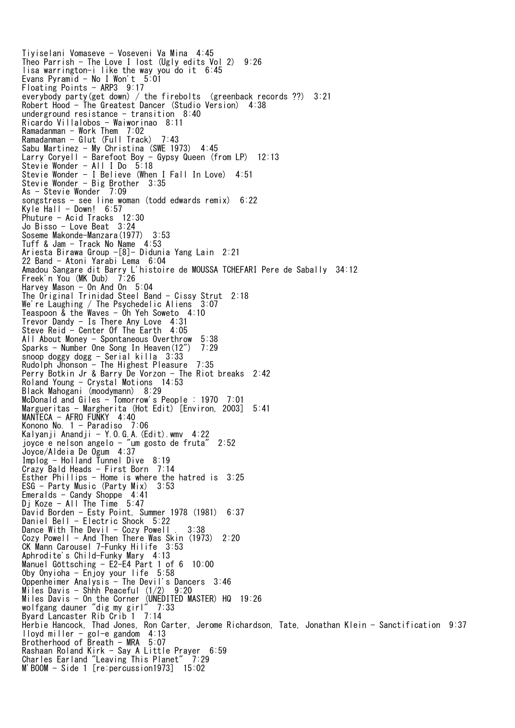Tiyiselani Vomaseve - Voseveni Va Mina  4:45
Theo Parrish - The Love I lost (Ugly edits Vol 2)  9:26
lisa warrington-i like the way you do it  6:45
Evans Pyramid - No I Won't  5:01
Floating Points - ARP3  9:17
everybody party(get down) / the firebolts  (greenback records ??)  3:21
Robert Hood - The Greatest Dancer (Studio Version)  4:38
underground resistance - transition  8:40
Ricardo Villalobos - Waiworinao  8:11
Ramadanman - Work Them  7:02
Ramadanman - Glut (Full Track)  7:43
Sabu Martinez - My Christina (SWE 1973)  4:45
Larry Coryell - Barefoot Boy - Gypsy Queen (from LP)  12:13
Stevie Wonder - All I Do  5:18
Stevie Wonder - I Believe (When I Fall In Love)  4:51
Stevie Wonder - Big Brother  3:35
As - Stevie Wonder  7:09
songstress - see line woman (todd edwards remix)  6:22
Kyle Hall - Down!  6:57
Phuture - Acid Tracks  12:30
Jo Bisso - Love Beat  3:24
Soseme Makonde-Manzara(1977)  3:53
Tuff & Jam - Track No Name  4:53
Ariesta Birawa Group -[8]- Didunia Yang Lain  2:21
22 Band - Atoni Yarabi Lema  6:04
Amadou Sangare dit Barry L'histoire de MOUSSA TCHEFARI Pere de Sabally  34:12
Freek'n You (MK Dub)  7:26
Harvey Mason - On And On  5:04
The Original Trinidad Steel Band - Cissy Strut  2:18
We're Laughing / The Psychedelic Aliens  3:07
Teaspoon & the Waves - Oh Yeh Soweto  4:10
Trevor Dandy - Is There Any Love  4:31
Steve Reid - Center Of The Earth  4:05
All About Money - Spontaneous Overthrow  5:38
Sparks - Number One Song In Heaven(12")  7:29
snoop doggy dogg - Serial killa  3:33
Rudolph Jhonson - The Highest Pleasure  7:35
Perry Botkin Jr & Barry De Vorzon - The Riot breaks  2:42
Roland Young - Crystal Motions  14:53
Black Mahogani (moodymann)  8:29
McDonald and Giles - Tomorrow's People : 1970  7:01
Margueritas - Margherita (Hot Edit) [Environ, 2003]  5:41
MANTECA - AFRO FUNKY  4:40
Konono No. 1 - Paradiso  7:06
Kalyanji Anandji - Y.O.G.A.(Edit).wmv  4:22
joyce e nelson angelo - "um gosto de fruta"  2:52
Joyce/Aldeia De Ogum  4:37
Implog - Holland Tunnel Dive  8:19
Crazy Bald Heads - First Born  7:14
Esther Phillips - Home is where the hatred is  3:25
ESG - Party Music (Party Mix)  3:53
Emeralds - Candy Shoppe  4:41
Dj Koze - All The Time  5:47
David Borden - Esty Point, Summer 1978 (1981)  6:37
Daniel Bell - Electric Shock  5:22
Dance With The Devil - Cozy Powell .  3:38
Cozy Powell - And Then There Was Skin (1973)  2:20
CK Mann Carousel 7-Funky Hilife  3:53
Aphrodite's Child-Funky Mary  4:13
Manuel Göttsching - E2-E4 Part 1 of 6  10:00
Oby Onyioha - Enjoy your life  5:58
Oppenheimer Analysis - The Devil's Dancers  3:46
Miles Davis - Shhh Peaceful (1/2)  9:20
Miles Davis - On the Corner (UNEDITED MASTER) HQ  19:26
wolfgang dauner "dig my girl"  7:33
Byard Lancaster Rib Crib 1  7:14
Herbie Hancock, Thad Jones, Ron Carter, Jerome Richardson, Tate, Jonathan Klein - Sanctification  9:37
lloyd miller - gol-e gandom  4:13
Brotherhood of Breath - MRA  5:07
Rashaan Roland Kirk - Say A Little Prayer  6:59
Charles Earland "Leaving This Planet"  7:29
M'BOOM - Side 1 [re:percussion1973]  15:02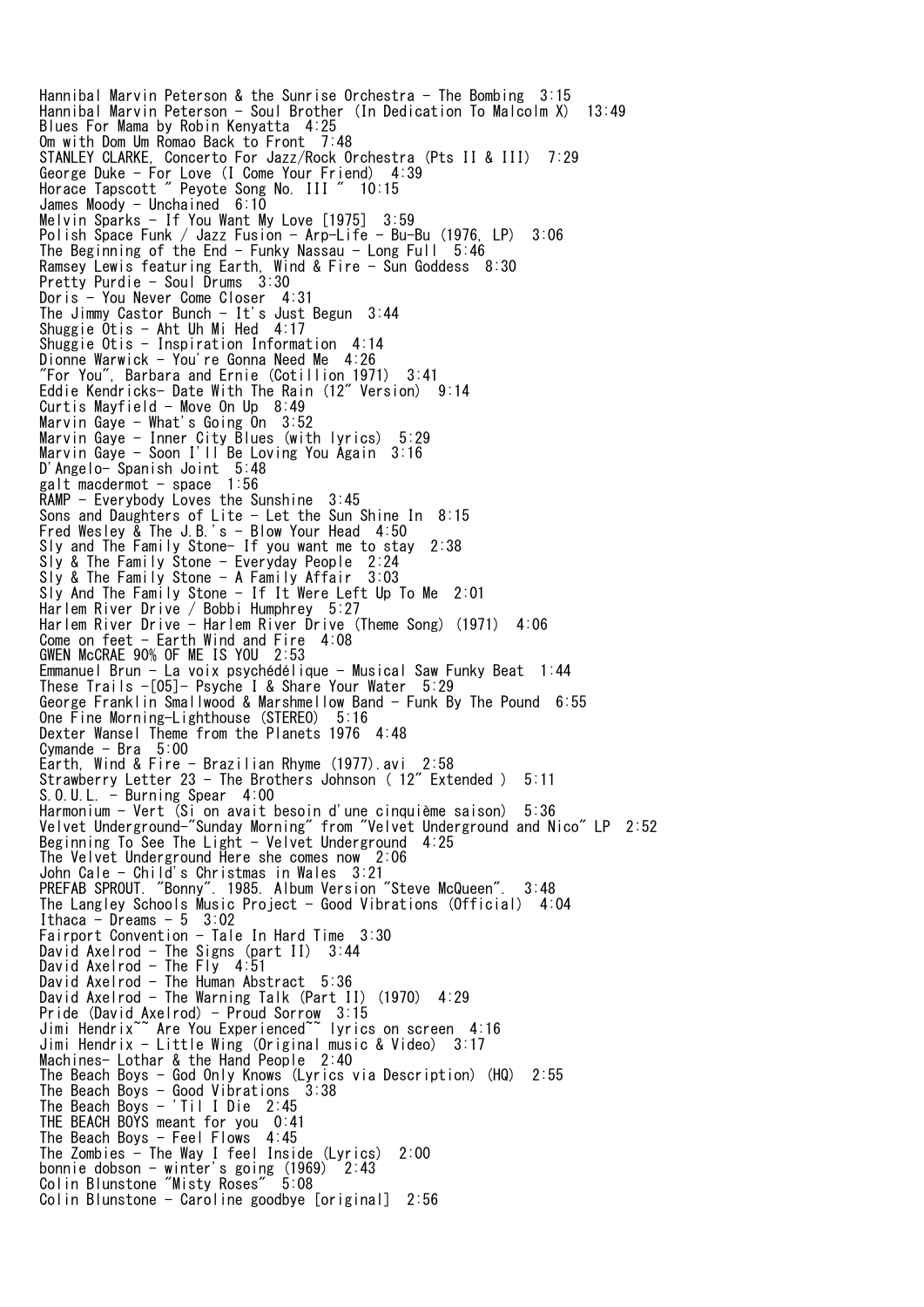Hannibal Marvin Peterson & the Sunrise Orchestra - The Bombing  3:15
Hannibal Marvin Peterson - Soul Brother (In Dedication To Malcolm X)  13:49
Blues For Mama by Robin Kenyatta  4:25
Om with Dom Um Romao Back to Front  7:48
STANLEY CLARKE, Concerto For Jazz/Rock Orchestra (Pts II & III)  7:29
George Duke - For Love (I Come Your Friend)  4:39
Horace Tapscott " Peyote Song No. III "  10:15
James Moody - Unchained  6:10
Melvin Sparks - If You Want My Love [1975]  3:59
Polish Space Funk / Jazz Fusion - Arp-Life - Bu-Bu (1976, LP)  3:06
The Beginning of the End - Funky Nassau - Long Full  5:46
Ramsey Lewis featuring Earth, Wind & Fire - Sun Goddess  8:30
Pretty Purdie - Soul Drums  3:30
Doris - You Never Come Closer  4:31
The Jimmy Castor Bunch - It's Just Begun  3:44
Shuggie Otis - Aht Uh Mi Hed  4:17
Shuggie Otis - Inspiration Information  4:14
Dionne Warwick - You're Gonna Need Me  4:26
"For You", Barbara and Ernie (Cotillion 1971)  3:41
Eddie Kendricks- Date With The Rain (12" Version)  9:14
Curtis Mayfield - Move On Up  8:49
Marvin Gaye - What's Going On  3:52
Marvin Gaye - Inner City Blues (with lyrics)  5:29
Marvin Gaye - Soon I'll Be Loving You Again  3:16
D'Angelo- Spanish Joint  5:48
galt macdermot - space  1:56
RAMP - Everybody Loves the Sunshine  3:45
Sons and Daughters of Lite - Let the Sun Shine In  8:15
Fred Wesley & The J.B.'s - Blow Your Head  4:50
Sly and The Family Stone- If you want me to stay  2:38
Sly & The Family Stone - Everyday People  2:24
Sly & The Family Stone - A Family Affair  3:03
Sly And The Family Stone - If It Were Left Up To Me  2:01
Harlem River Drive / Bobbi Humphrey  5:27
Harlem River Drive - Harlem River Drive (Theme Song) (1971)  4:06
Come on feet - Earth Wind and Fire  4:08
GWEN McCRAE 90% OF ME IS YOU  2:53
Emmanuel Brun - La voix psychédélique - Musical Saw Funky Beat  1:44
These Trails -[05]- Psyche I & Share Your Water  5:29
George Franklin Smallwood & Marshmellow Band - Funk By The Pound  6:55
One Fine Morning-Lighthouse (STEREO)  5:16
Dexter Wansel Theme from the Planets 1976  4:48
Cymande - Bra  5:00
Earth, Wind & Fire - Brazilian Rhyme (1977).avi  2:58
Strawberry Letter 23 - The Brothers Johnson ( 12" Extended )  5:11
S.O.U.L. - Burning Spear  4:00
Harmonium - Vert (Si on avait besoin d'une cinquième saison)  5:36
Velvet Underground-"Sunday Morning" from "Velvet Underground and Nico" LP  2:52
Beginning To See The Light - Velvet Underground  4:25
The Velvet Underground Here she comes now  2:06
John Cale - Child's Christmas in Wales  3:21
PREFAB SPROUT. "Bonny". 1985. Album Version "Steve McQueen".  3:48
The Langley Schools Music Project - Good Vibrations (Official)  4:04
Ithaca - Dreams - 5  3:02
Fairport Convention - Tale In Hard Time  3:30
David Axelrod - The Signs (part II)  3:44
David Axelrod - The Fly  4:51
David Axelrod - The Human Abstract  5:36
David Axelrod - The Warning Talk (Part II) (1970)  4:29
Pride (David Axelrod) - Proud Sorrow  3:15
Jimi Hendrix~~ Are You Experienced~~ lyrics on screen  4:16
Jimi Hendrix - Little Wing (Original music & Video)  3:17
Machines- Lothar & the Hand People  2:40
The Beach Boys - God Only Knows (Lyrics via Description) (HQ)  2:55
The Beach Boys - Good Vibrations  3:38
The Beach Boys - 'Til I Die  2:45
THE BEACH BOYS meant for you  0:41
The Beach Boys - Feel Flows  4:45
The Zombies - The Way I feel Inside (Lyrics)  2:00
bonnie dobson - winter's going (1969)  2:43
Colin Blunstone "Misty Roses"  5:08
Colin Blunstone - Caroline goodbye [original]  2:56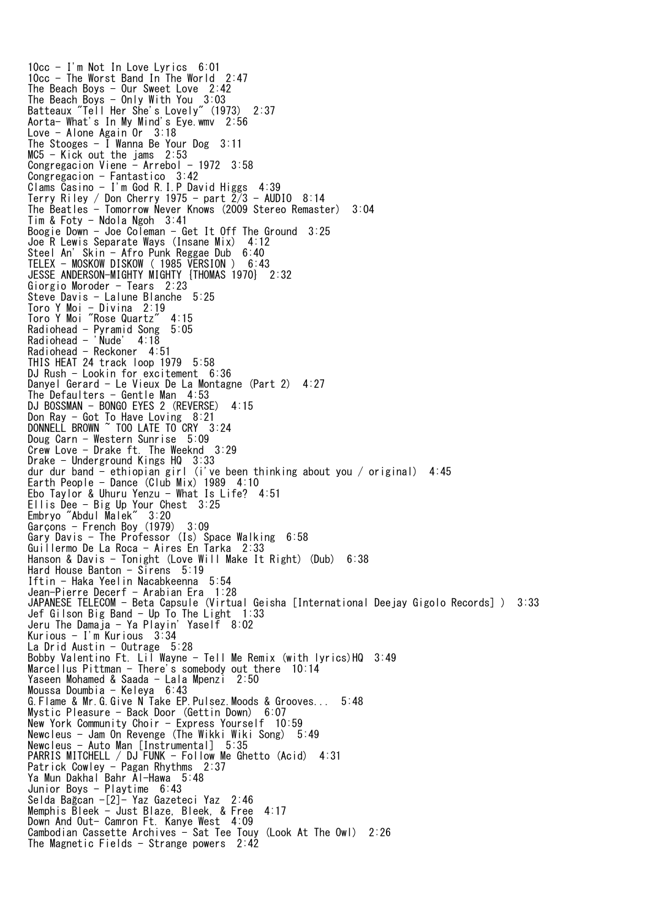10cc - I'm Not In Love Lyrics  6:01
10cc - The Worst Band In The World  2:47
The Beach Boys - Our Sweet Love  2:42
The Beach Boys - Only With You  3:03
Batteaux "Tell Her She's Lovely" (1973)  2:37
Aorta- What's In My Mind's Eye.wmv  2:56
Love - Alone Again Or  3:18
The Stooges - I Wanna Be Your Dog  3:11
MC5 - Kick out the jams  2:53
Congregacion Viene - Arrebol - 1972  3:58
Congregacion - Fantastico  3:42
Clams Casino - I'm God R.I.P David Higgs  4:39
Terry Riley / Don Cherry 1975 - part 2/3 - AUDIO  8:14
The Beatles - Tomorrow Never Knows (2009 Stereo Remaster)  3:04
Tim & Foty - Ndola Ngoh  3:41
Boogie Down - Joe Coleman - Get It Off The Ground  3:25
Joe R Lewis Separate Ways (Insane Mix)  4:12
Steel An' Skin - Afro Punk Reggae Dub  6:40
TELEX - MOSKOW DISKOW ( 1985 VERSION )  6:43
JESSE ANDERSON-MIGHTY MIGHTY {THOMAS 1970}  2:32
Giorgio Moroder - Tears  2:23
Steve Davis - Lalune Blanche  5:25
Toro Y Moi - Divina  2:19
Toro Y Moi "Rose Quartz"  4:15
Radiohead - Pyramid Song  5:05
Radiohead - 'Nude'  4:18
Radiohead - Reckoner  4:51
THIS HEAT 24 track loop 1979  5:58
DJ Rush - Lookin for excitement  6:36
Danyel Gerard - Le Vieux De La Montagne (Part 2)  4:27
The Defaulters - Gentle Man  4:53
DJ BOSSMAN - BONGO EYES 2 (REVERSE)  4:15
Don Ray - Got To Have Loving  8:21
DONNELL BROWN ~ TOO LATE TO CRY  3:24
Doug Carn - Western Sunrise  5:09
Crew Love - Drake ft. The Weeknd  3:29
Drake - Underground Kings HQ  3:33
dur dur band - ethiopian girl (i've been thinking about you / original)  4:45
Earth People - Dance (Club Mix) 1989  4:10
Ebo Taylor & Uhuru Yenzu - What Is Life?  4:51
Ellis Dee - Big Up Your Chest  3:25
Embryo "Abdul Malek"  3:20
Garçons - French Boy (1979)  3:09
Gary Davis - The Professor (Is) Space Walking  6:58
Guillermo De La Roca - Aires En Tarka  2:33
Hanson & Davis - Tonight (Love Will Make It Right) (Dub)  6:38
Hard House Banton - Sirens  5:19
Iftin - Haka Yeelin Nacabkeenna  5:54
Jean-Pierre Decerf - Arabian Era  1:28
JAPANESE TELECOM - Beta Capsule (Virtual Geisha [International Deejay Gigolo Records] )  3:33
Jef Gilson Big Band - Up To The Light  1:33
Jeru The Damaja - Ya Playin' Yaself  8:02
Kurious - I'm Kurious  3:34
La Drid Austin - Outrage  5:28
Bobby Valentino Ft. Lil Wayne - Tell Me Remix (with lyrics)HQ  3:49
Marcellus Pittman - There's somebody out there  10:14
Yaseen Mohamed & Saada - Lala Mpenzi  2:50
Moussa Doumbia - Keleya  6:43
G.Flame & Mr.G.Give N Take EP.Pulsez.Moods & Grooves...  5:48
Mystic Pleasure - Back Door (Gettin Down)  6:07
New York Community Choir - Express Yourself  10:59
Newcleus - Jam On Revenge (The Wikki Wiki Song)  5:49
Newcleus - Auto Man [Instrumental]  5:35
PARRIS MITCHELL / DJ FUNK - Follow Me Ghetto (Acid)  4:31
Patrick Cowley - Pagan Rhythms  2:37
Ya Mun Dakhal Bahr Al-Hawa  5:48
Junior Boys - Playtime  6:43
Selda Bağcan -[2]- Yaz Gazeteci Yaz  2:46
Memphis Bleek - Just Blaze, Bleek, & Free  4:17
Down And Out- Camron Ft. Kanye West  4:09
Cambodian Cassette Archives - Sat Tee Touy (Look At The Owl)  2:26
The Magnetic Fields - Strange powers  2:42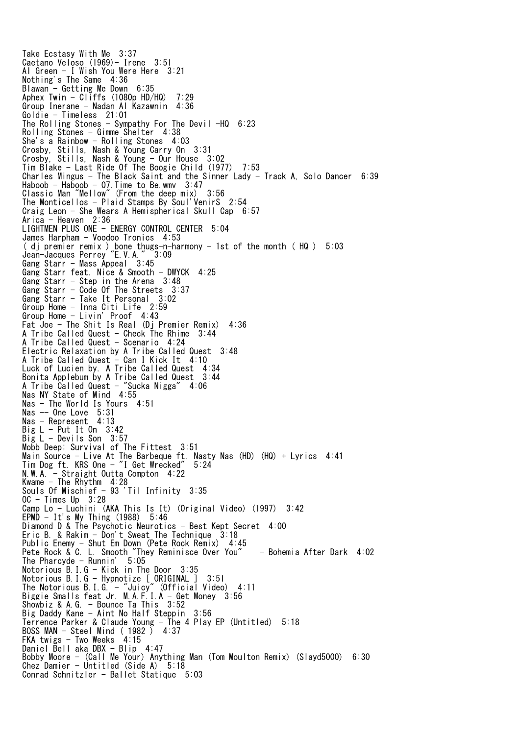Take Ecstasy With Me  3:37
Caetano Veloso (1969)- Irene  3:51
Al Green - I Wish You Were Here  3:21
Nothing's The Same  4:36
Blawan - Getting Me Down  6:35
Aphex Twin - Cliffs (1080p HD/HQ)  7:29
Group Inerane - Nadan Al Kazawnin  4:36
Goldie - Timeless  21:01
The Rolling Stones - Sympathy For The Devil -HQ  6:23
Rolling Stones - Gimme Shelter  4:38
She's a Rainbow - Rolling Stones  4:03
Crosby, Stills, Nash & Young Carry On  3:31
Crosby, Stills, Nash & Young - Our House  3:02
Tim Blake - Last Ride Of The Boogie Child (1977)  7:53
Charles Mingus - The Black Saint and the Sinner Lady - Track A, Solo Dancer  6:39
Haboob - Haboob - 07.Time to Be.wmv  3:47
Classic Man "Mellow" (From the deep mix)  3:56
The Monticellos - Plaid Stamps By Soul'VenirS  2:54
Craig Leon - She Wears A Hemispherical Skull Cap  6:57
Arica - Heaven  2:36
LIGHTMEN PLUS ONE - ENERGY CONTROL CENTER  5:04
James Harpham - Voodoo Tronics  4:53
( dj premier remix ) bone thugs-n-harmony - 1st of the month ( HQ )  5:03
Jean-Jacques Perrey "E.V.A."  3:09
Gang Starr - Mass Appeal  3:45
Gang Starr feat. Nice & Smooth - DWYCK  4:25
Gang Starr - Step in the Arena  3:48
Gang Starr - Code Of The Streets  3:37
Gang Starr - Take It Personal  3:02
Group Home - Inna Citi Life  2:59
Group Home - Livin' Proof  4:43
Fat Joe - The Shit Is Real (Dj Premier Remix)  4:36
A Tribe Called Quest - Check The Rhime  3:44
A Tribe Called Quest - Scenario  4:24
Electric Relaxation by A Tribe Called Quest  3:48
A Tribe Called Quest - Can I Kick It  4:10
Luck of Lucien by. A Tribe Called Quest  4:34
Bonita Applebum by A Tribe Called Quest  3:44
A Tribe Called Quest - "Sucka Nigga"  4:06
Nas NY State of Mind  4:55
Nas - The World Is Yours  4:51
Nas -- One Love  5:31
Nas - Represent  4:13
Big L - Put It On  3:42
Big L - Devils Son  3:57
Mobb Deep; Survival of The Fittest  3:51
Main Source - Live At The Barbeque ft. Nasty Nas (HD) (HQ) + Lyrics  4:41
Tim Dog ft. KRS One - "I Get Wrecked"  5:24
N.W.A. - Straight Outta Compton  4:22
Kwame - The Rhythm  4:28
Souls Of Mischief - 93 'Til Infinity  3:35
OC - Times Up  3:28
Camp Lo - Luchini (AKA This Is It) (Original Video) (1997)  3:42
EPMD - It's My Thing (1988)  5:46
Diamond D & The Psychotic Neurotics - Best Kept Secret  4:00
Eric B. & Rakim - Don't Sweat The Technique  3:18
Public Enemy - Shut Em Down (Pete Rock Remix)  4:45
Pete Rock & C. L. Smooth "They Reminisce Over You"    - Bohemia After Dark  4:02
The Pharcyde - Runnin'  5:05
Notorious B.I.G - Kick in The Door  3:35
Notorious B.I.G - Hypnotize [ ORIGINAL ]  3:51
The Notorious B.I.G. - "Juicy" (Official Video)  4:11
Biggie Smalls feat Jr. M.A.F.I.A - Get Money  3:56
Showbiz & A.G. - Bounce Ta This  3:52
Big Daddy Kane - Aint No Half Steppin  3:56
Terrence Parker & Claude Young - The 4 Play EP (Untitled)  5:18
BOSS MAN - Steel Mind ( 1982 )  4:37
FKA twigs - Two Weeks  4:15
Daniel Bell aka DBX - Blip  4:47
Bobby Moore - (Call Me Your) Anything Man (Tom Moulton Remix) (Slayd5000)  6:30
Chez Damier - Untitled (Side A)  5:18
Conrad Schnitzler - Ballet Statique  5:03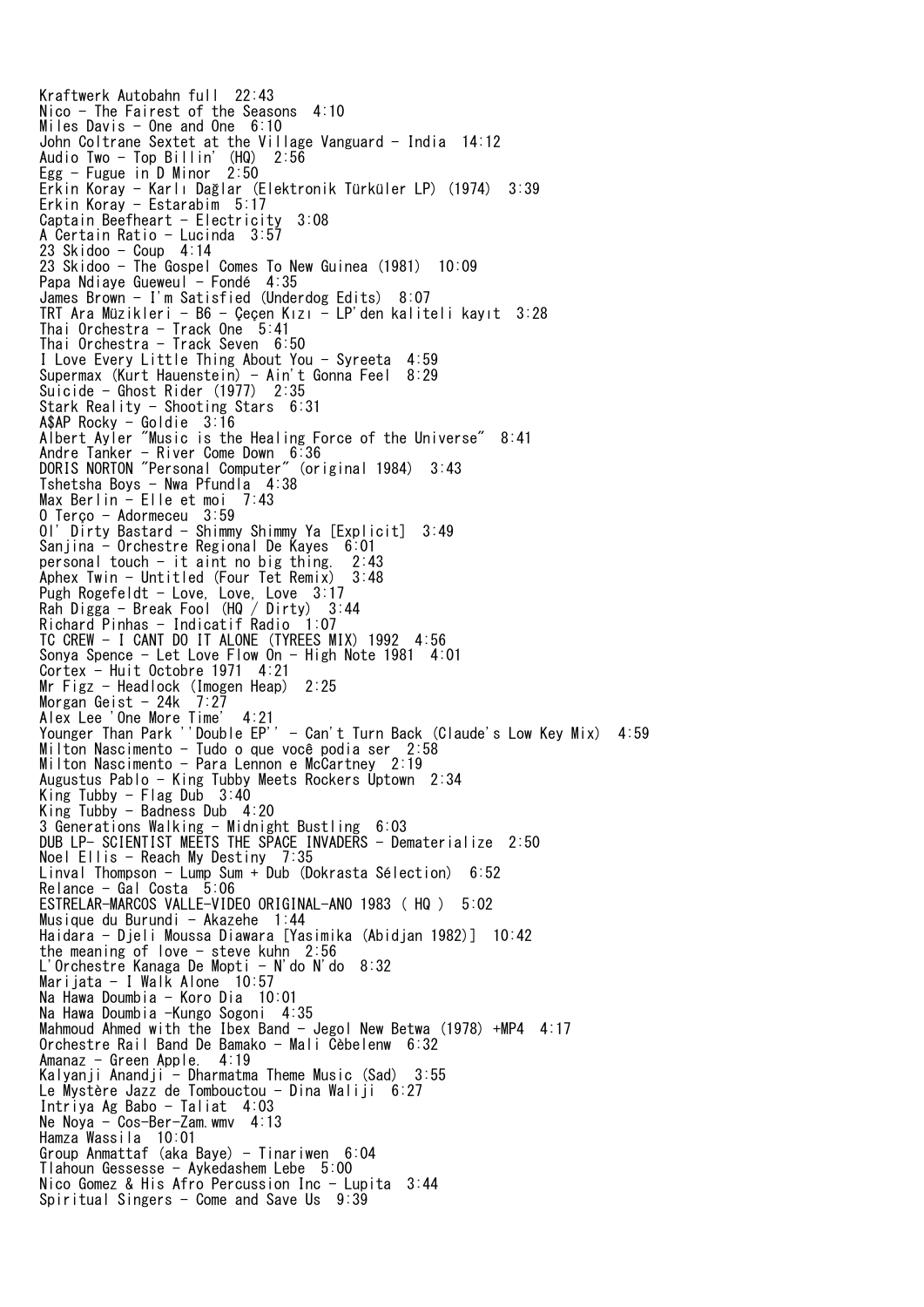Kraftwerk Autobahn full  22:43
Nico - The Fairest of the Seasons  4:10
Miles Davis - One and One  6:10
John Coltrane Sextet at the Village Vanguard - India  14:12
Audio Two - Top Billin' (HQ)  2:56
Egg - Fugue in D Minor  2:50
Erkin Koray - Karlı Dağlar (Elektronik Türküler LP) (1974)  3:39
Erkin Koray - Estarabim  5:17
Captain Beefheart - Electricity  3:08
A Certain Ratio - Lucinda  3:57
23 Skidoo - Coup  4:14
23 Skidoo - The Gospel Comes To New Guinea (1981)  10:09
Papa Ndiaye Gueweul - Fondé  4:35
James Brown - I'm Satisfied (Underdog Edits)  8:07
TRT Ara Müzikleri - B6 - Çeçen Kızı - LP'den kaliteli kayıt  3:28
Thai Orchestra - Track One  5:41
Thai Orchestra - Track Seven  6:50
I Love Every Little Thing About You - Syreeta  4:59
Supermax (Kurt Hauenstein) - Ain't Gonna Feel  8:29
Suicide - Ghost Rider (1977)  2:35
Stark Reality - Shooting Stars  6:31
A$AP Rocky - Goldie  3:16
Albert Ayler "Music is the Healing Force of the Universe"  8:41
Andre Tanker - River Come Down  6:36
DORIS NORTON "Personal Computer" (original 1984)  3:43
Tshetsha Boys - Nwa Pfundla  4:38
Max Berlin - Elle et moi  7:43
O Terço - Adormeceu  3:59
Ol' Dirty Bastard - Shimmy Shimmy Ya [Explicit]  3:49
Sanjina - Orchestre Regional De Kayes  6:01
personal touch - it aint no big thing.  2:43
Aphex Twin - Untitled (Four Tet Remix)  3:48
Pugh Rogefeldt - Love, Love, Love  3:17
Rah Digga - Break Fool (HQ / Dirty)  3:44
Richard Pinhas - Indicatif Radio  1:07
TC CREW - I CANT DO IT ALONE (TYREES MIX) 1992  4:56
Sonya Spence - Let Love Flow On - High Note 1981  4:01
Cortex - Huit Octobre 1971  4:21
Mr Figz - Headlock (Imogen Heap)  2:25
Morgan Geist - 24k  7:27
Alex Lee 'One More Time'  4:21
Younger Than Park ''Double EP'' - Can't Turn Back (Claude's Low Key Mix)  4:59
Milton Nascimento - Tudo o que você podia ser  2:58
Milton Nascimento - Para Lennon e McCartney  2:19
Augustus Pablo - King Tubby Meets Rockers Uptown  2:34
King Tubby - Flag Dub  3:40
King Tubby - Badness Dub  4:20
3 Generations Walking - Midnight Bustling  6:03
DUB LP- SCIENTIST MEETS THE SPACE INVADERS - Dematerialize  2:50
Noel Ellis - Reach My Destiny  7:35
Linval Thompson - Lump Sum + Dub (Dokrasta Sélection)  6:52
Relance - Gal Costa  5:06
ESTRELAR-MARCOS VALLE-VIDEO ORIGINAL-ANO 1983 ( HQ )  5:02
Musique du Burundi - Akazehe  1:44
Haidara - Djeli Moussa Diawara [Yasimika (Abidjan 1982)]  10:42
the meaning of love - steve kuhn  2:56
L'Orchestre Kanaga De Mopti - N'do N'do  8:32
Marijata - I Walk Alone  10:57
Na Hawa Doumbia - Koro Dia  10:01
Na Hawa Doumbia -Kungo Sogoni  4:35
Mahmoud Ahmed with the Ibex Band - Jegol New Betwa (1978) +MP4  4:17
Orchestre Rail Band De Bamako - Mali Cèbelenw  6:32
Amanaz - Green Apple.  4:19
Kalyanji Anandji - Dharmatma Theme Music (Sad)  3:55
Le Mystère Jazz de Tombouctou - Dina Waliji  6:27
Intriya Ag Babo - Taliat  4:03
Ne Noya - Cos-Ber-Zam.wmv  4:13
Hamza Wassila  10:01
Group Anmattaf (aka Baye) - Tinariwen  6:04
Tlahoun Gessesse - Aykedashem Lebe  5:00
Nico Gomez & His Afro Percussion Inc - Lupita  3:44
Spiritual Singers - Come and Save Us  9:39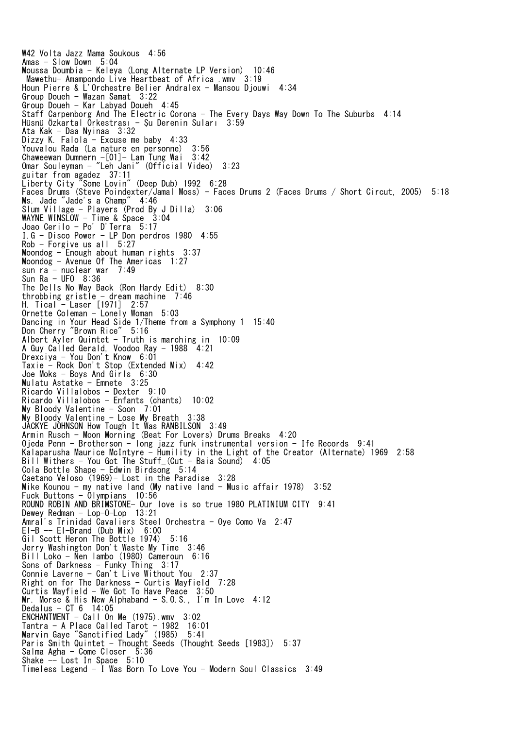W42 Volta Jazz Mama Soukous  4:56
Amas - Slow Down  5:04
Moussa Doumbia - Keleya (Long Alternate LP Version)  10:46
 Mawethu- Amampondo Live Heartbeat of Africa .wmv  3:19
Houn Pierre & L'Orchestre Belier Andralex - Mansou Djouwi  4:34
Group Doueh - Wazan Samat  3:22
Group Doueh - Kar Labyad Doueh  4:45
Staff Carpenborg And The Electric Corona - The Every Days Way Down To The Suburbs  4:14
Hüsnü Özkartal Orkestrası - Şu Derenin Suları  3:59
Ata Kak - Daa Nyinaa  3:32
Dizzy K. Falola - Excuse me baby  4:33
Youvalou Rada (La nature en personne)  3:56
Chaweewan Dumnern -[01]- Lam Tung Wai  3:42
Omar Souleyman - "Leh Jani" (Official Video)  3:23
guitar from agadez  37:11
Liberty City "Some Lovin" (Deep Dub) 1992  6:28
Faces Drums (Steve Poindexter/Jamal Moss) - Faces Drums 2 (Faces Drums / Short Circut, 2005)  5:18
Ms. Jade "Jade's a Champ"  4:46
Slum Village - Players (Prod By J Dilla)  3:06
WAYNE WINSLOW - Time & Space  3:04
Joao Cerilo - Po' D'Terra  5:17
I.G - Disco Power - LP Don perdros 1980  4:55
Rob - Forgive us all  5:27
Moondog - Enough about human rights  3:37
Moondog - Avenue Of The Americas  1:27
sun ra - nuclear war  7:49
Sun Ra - UFO  8:36
The Dells No Way Back (Ron Hardy Edit)  8:30
throbbing gristle - dream machine  7:46
H. Tical - Laser [1971]  2:57
Ornette Coleman - Lonely Woman  5:03
Dancing in Your Head Side 1/Theme from a Symphony 1  15:40
Don Cherry "Brown Rice"  5:16
Albert Ayler Quintet - Truth is marching in  10:09
A Guy Called Gerald, Voodoo Ray - 1988  4:21
Drexciya - You Don't Know  6:01
Taxie - Rock Don't Stop (Extended Mix)  4:42
Joe Moks - Boys And Girls  6:30
Mulatu Astatke - Emnete  3:25
Ricardo Villalobos - Dexter  9:10
Ricardo Villalobos - Enfants (chants)  10:02
My Bloody Valentine - Soon  7:01
My Bloody Valentine - Lose My Breath  3:38
JACKYE JOHNSON How Tough It Was RANBILSON  3:49
Armin Rusch - Moon Morning (Beat For Lovers) Drums Breaks  4:20
Ojeda Penn - Brotherson - long jazz funk instrumental version - Ife Records  9:41
Kalaparusha Maurice McIntyre - Humility in the Light of the Creator (Alternate) 1969  2:58
Bill Withers - You Got The Stuff_(Cut - Baia Sound)  4:05
Cola Bottle Shape - Edwin Birdsong  5:14
Caetano Veloso (1969)- Lost in the Paradise  3:28
Mike Kounou - my native land (My native land - Music affair 1978)  3:52
Fuck Buttons - Olympians  10:56
ROUND ROBIN AND BRIMSTONE- Our love is so true 1980 PLATINIUM CITY  9:41
Dewey Redman - Lop-O-Lop  13:21
Amral's Trinidad Cavaliers Steel Orchestra - Oye Como Va  2:47
El-B -- El-Brand (Dub Mix)  6:00
Gil Scott Heron The Bottle 1974)  5:16
Jerry Washington Don't Waste My Time  3:46
Bill Loko - Nen lambo (1980) Cameroun  6:16
Sons of Darkness - Funky Thing  3:17
Connie Laverne - Can't Live Without You  2:37
Right on for The Darkness - Curtis Mayfield  7:28
Curtis Mayfield - We Got To Have Peace  3:50
Mr. Morse & His New Alphaband - S.O.S., I'm In Love  4:12
Dedalus - CT 6  14:05
ENCHANTMENT - Call On Me (1975).wmv  3:02
Tantra - A Place Called Tarot - 1982  16:01
Marvin Gaye "Sanctified Lady" (1985)  5:41
Paris Smith Quintet - Thought Seeds (Thought Seeds [1983])  5:37
Salma Agha - Come Closer  5:36
Shake -- Lost In Space  5:10
Timeless Legend - I Was Born To Love You - Modern Soul Classics  3:49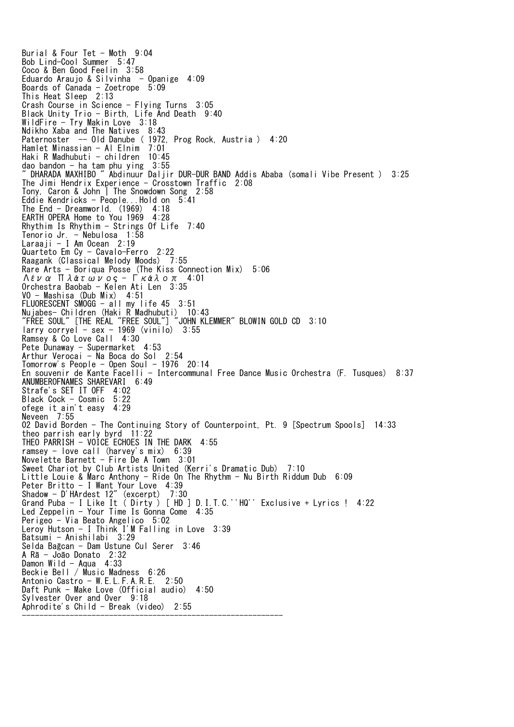Burial & Four Tet - Moth  9:04
Bob Lind-Cool Summer  5:47
Coco & Ben Good Feelin  3:58
Eduardo Araujo & Silvinha  - Opanige  4:09
Boards of Canada - Zoetrope  5:09
This Heat Sleep  2:13
Crash Course in Science - Flying Turns  3:05
Black Unity Trio - Birth, Life And Death  9:40
WildFire - Try Makin Love  3:18
Ndikho Xaba and The Natives  8:43
Paternoster  -- Old Danube ( 1972, Prog Rock, Austria )  4:20
Hamlet Minassian - Al Elnim  7:01
Haki R Madhubuti - children  10:45
dao bandon - ha tam phu ying  3:55
" DHARADA MAXHIBO " Abdinuur Daljir DUR-DUR BAND Addis Ababa (somali Vibe Present )  3:25
The Jimi Hendrix Experience - Crosstown Traffic  2:08
Tony, Caron & John | The Snowdown Song  2:58
Eddie Kendricks - People...Hold on  5:41
The End - Dreamworld. (1969)  4:18
EARTH OPERA Home to You 1969  4:28
Rhythim Is Rhythim - Strings Of Life  7:40
Tenorio Jr. - Nebulosa  1:58
Laraaji - I Am Ocean  2:19
Quarteto Em Cy - Cavalo-Ferro  2:22
Raagank (Classical Melody Moods)  7:55
Rare Arts - Boriqua Posse (The Kiss Connection Mix)  5:06
Λένα Πλάτωνος - Γκάλοπ  4:01
Orchestra Baobab - Kelen Ati Len  3:35
VO - Mashisa (Dub Mix)  4:51
FLUORESCENT SMOGG - all my life 45  3:51
Nujabes- Children (Haki R Madhubuti)  10:43
"FREE SOUL" [THE REAL "FREE SOUL"] "JOHN KLEMMER" BLOWIN GOLD CD  3:10
larry corryel - sex - 1969 (vinilo)  3:55
Ramsey & Co Love Call  4:30
Pete Dunaway - Supermarket  4:53
Arthur Verocai - Na Boca do Sol  2:54
Tomorrow's People - Open Soul - 1976  20:14
En souvenir de Kante Facelli - Intercommunal Free Dance Music Orchestra (F. Tusques)  8:37
ANUMBEROFNAMES SHAREVARI  6:49
Strafe's SET IT OFF  4:02
Black Cock - Cosmic  5:22
ofege it ain't easy  4:29
Neveen  7:55
02 David Borden - The Continuing Story of Counterpoint, Pt. 9 [Spectrum Spools]  14:33
theo parrish early byrd  11:22
THEO PARRISH - VOICE ECHOES IN THE DARK  4:55
ramsey - love call (harvey's mix)  6:39
Novelette Barnett - Fire De A Town  3:01
Sweet Chariot by Club Artists United (Kerri's Dramatic Dub)  7:10
Little Louie & Marc Anthony - Ride On The Rhythm - Nu Birth Riddum Dub  6:09
Peter Britto - I Want Your Love  4:39
Shadow - D'HArdest 12" (excerpt)  7:30
Grand Puba - I Like It ( Dirty ) [ HD ] D.I.T.C.''HQ'' Exclusive + Lyrics !  4:22
Led Zeppelin - Your Time Is Gonna Come  4:35
Perigeo - Via Beato Angelico  5:02
Leroy Hutson - I Think I'M Falling in Love  3:39
Batsumi - Anishilabi  3:29
Selda Bağcan - Dam Ustune Cul Serer  3:46
A Rã - João Donato  2:32
Damon Wild - Aqua  4:33
Beckie Bell / Music Madness  6:26
Antonio Castro - W.E.L.F.A.R.E.  2:50
Daft Punk - Make Love (Official audio)  4:50
Sylvester Over and Over  9:18
Aphrodite's Child - Break (video)  2:55

---